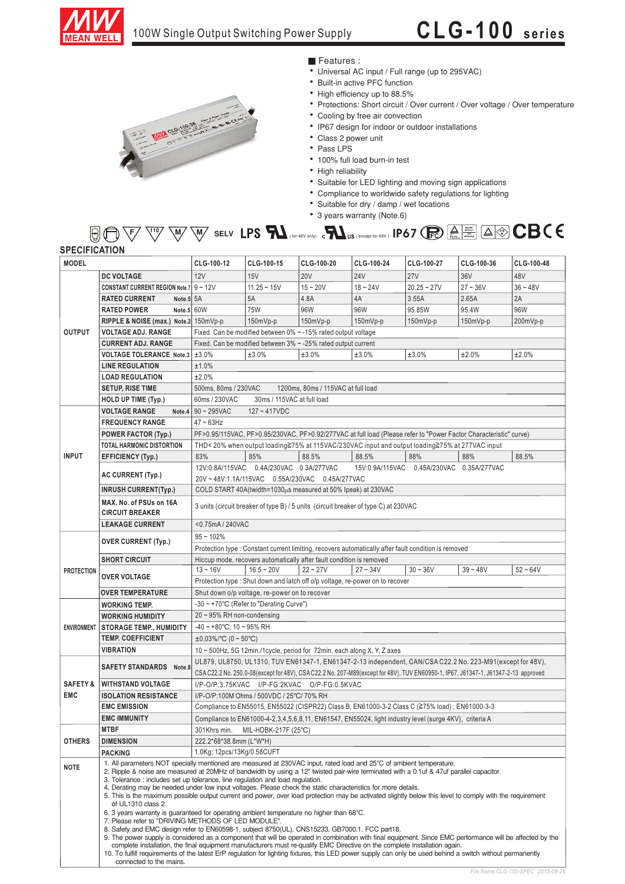# MEAN WELL 100W Single Output Switching Power Supply — CLG-100 series

## Features :

- Universal AC input / Full range (up to 295VAC)
- Built-in active PFC function
- High efficiency up to 88.5%
- Protections: Short circuit / Over current / Over voltage / Over temperature
- Cooling by free air convection
- IP67 design for indoor or outdoor installations
- Class 2 power unit
- Pass LPS
- 100% full load burn-in test
- High reliability
- Suitable for LED lighting and moving sign applications
- Compliance to worldwide safety regulations for lighting
- Suitable for dry / damp / wet locations
- 3 years warranty (Note.6)

SELV LPS (for 48V only) (except for 48V) IP67 CB CE

## SPECIFICATION

| MODEL | | CLG-100-12 | CLG-100-15 | CLG-100-20 | CLG-100-24 | CLG-100-27 | CLG-100-36 | CLG-100-48 |
|---|---|---|---|---|---|---|---|---|
| OUTPUT | DC VOLTAGE | 12V | 15V | 20V | 24V | 27V | 36V | 48V |
| | CONSTANT CURRENT REGION Note.7 | 9 ~ 12V | 11.25 ~ 15V | 15 ~ 20V | 18 ~ 24V | 20.25 ~ 27V | 27 ~ 36V | 36 ~ 48V |
| | RATED CURRENT Note.5 | 5A | 5A | 4.8A | 4A | 3.55A | 2.65A | 2A |
| | RATED POWER Note.5 | 60W | 75W | 96W | 96W | 95.85W | 95.4W | 96W |
| | RIPPLE & NOISE (max.) Note.2 | 150mVp-p | 150mVp-p | 150mVp-p | 150mVp-p | 150mVp-p | 150mVp-p | 200mVp-p |
| | VOLTAGE ADJ. RANGE | Fixed. Can be modified between 0% ~ -15% rated output voltage | | | | | | |
| | CURRENT ADJ. RANGE | Fixed. Can be modified between 3% ~ -25% rated output current | | | | | | |
| | VOLTAGE TOLERANCE Note.3 | ±3.0% | ±3.0% | ±3.0% | ±3.0% | ±3.0% | ±2.0% | ±2.0% |
| | LINE REGULATION | ±1.0% | | | | | | |
| | LOAD REGULATION | ±2.0% | | | | | | |
| | SETUP, RISE TIME | 500ms, 80ms / 230VAC 1200ms, 80ms / 115VAC at full load | | | | | | |
| | HOLD UP TIME (Typ.) | 60ms / 230VAC 30ms / 115VAC at full load | | | | | | |
| INPUT | VOLTAGE RANGE Note.4 | 90 ~ 295VAC 127 ~ 417VDC | | | | | | |
| | FREQUENCY RANGE | 47 ~ 63Hz | | | | | | |
| | POWER FACTOR (Typ.) | PF>0.95/115VAC, PF>0.95/230VAC, PF>0.92/277VAC at full load (Please refer to "Power Factor Characteristic" curve) | | | | | | |
| | TOTAL HARMONIC DISTORTION | THD< 20% when output loading≧75% at 115VAC/230VAC input and output loading≧75% at 277VAC input | | | | | | |
| | EFFICIENCY (Typ.) | 83% | 85% | 88.5% | 88.5% | 88% | 88% | 88.5% |
| | AC CURRENT (Typ.) | 12V:0.8A/115VAC 0.4A/230VAC 0.3A/277VAC 15V:0.9A/115VAC 0.45A/230VAC 0.35A/277VAC; 20V ~ 48V:1.1A/115VAC 0.55A/230VAC 0.45A/277VAC | | | | | | |
| | INRUSH CURRENT(Typ.) | COLD START 40A(twidth=1030μs measured at 50% Ipeak) at 230VAC | | | | | | |
| | MAX. No. of PSUs on 16A CIRCUIT BREAKER | 3 units (circuit breaker of type B) / 5 units (circuit breaker of type C) at 230VAC | | | | | | |
| | LEAKAGE CURRENT | <0.75mA / 240VAC | | | | | | |
| PROTECTION | OVER CURRENT (Typ.) | 95 ~ 102%; Protection type : Constant current limiting, recovers automatically after fault condition is removed | | | | | | |
| | SHORT CIRCUIT | Hiccup mode, recovers automatically after fault condition is removed | | | | | | |
| | OVER VOLTAGE | 13 ~ 16V | 16.5 ~ 20V | 22 ~ 27V | 27 ~ 34V | 30 ~ 36V | 39 ~ 48V | 52 ~ 64V |
| | | Protection type : Shut down and latch off o/p voltage, re-power on to recover | | | | | | |
| | OVER TEMPERATURE | Shut down o/p voltage, re-power on to recover | | | | | | |
| ENVIRONMENT | WORKING TEMP. | -30 ~ +70℃ (Refer to "Derating Curve") | | | | | | |
| | WORKING HUMIDITY | 20 ~ 95% RH non-condensing | | | | | | |
| | STORAGE TEMP., HUMIDITY | -40 ~ +80℃, 10 ~ 95% RH | | | | | | |
| | TEMP. COEFFICIENT | ±0.03%/℃ (0 ~ 50℃) | | | | | | |
| | VIBRATION | 10 ~ 500Hz, 5G 12min./1cycle, period for 72min. each along X, Y, Z axes | | | | | | |
| SAFETY & EMC | SAFETY STANDARDS Note.8 | UL879, UL8750, UL1310, TUV EN61347-1, EN61347-2-13 independent, CAN/CSA C22.2 No. 223-M91(except for 48V), CSA C22.2 No. 250.0-08(except for 48V), CSA C22.2 No. 207-M89(except for 48V), TUV EN60950-1, IP67, J61347-1, J61347-2-13 approved | | | | | | |
| | WITHSTAND VOLTAGE | I/P-O/P:3.75KVAC I/P-FG:2KVAC O/P-FG:0.5KVAC | | | | | | |
| | ISOLATION RESISTANCE | I/P-O/P:100M Ohms / 500VDC / 25℃/ 70% RH | | | | | | |
| | EMC EMISSION | Compliance to EN55015, EN55022 (CISPR22) Class B, EN61000-3-2 Class C (≧75% load) ; EN61000-3-3 | | | | | | |
| | EMC IMMUNITY | Compliance to EN61000-4-2,3,4,5,6,8,11, EN61547, EN55024, light industry level (surge 4KV), criteria A | | | | | | |
| OTHERS | MTBF | 301Khrs min. MIL-HDBK-217F (25℃) | | | | | | |
| | DIMENSION | 222.2*68*38.8mm (L*W*H) | | | | | | |
| | PACKING | 1.0Kg; 12pcs/13Kg/0.58CUFT | | | | | | |

**NOTE**

1. All parameters NOT specially mentioned are measured at 230VAC input, rated load and 25℃ of ambient temperature.
2. Ripple & noise are measured at 20MHz of bandwidth by using a 12" twisted pair-wire terminated with a 0.1uf & 47uf parallel capacitor.
3. Tolerance : includes set up tolerance, line regulation and load regulation.
4. Derating may be needed under low input voltages. Please check the static characteristics for more details.
5. This is the maximum possible output current and power, over load protection may be activated slightly below this level to comply with the requirement of UL1310 class 2.
6. 3 years warranty is guaranteed for operating ambient temperature no higher than 68℃.
7. Please refer to "DRIVING METHODS OF LED MODULE".
8. Safety and EMC design refer to EN60598-1, subject 8750(UL), CNS15233, GB7000.1, FCC part18.
9. The power supply is considered as a component that will be operated in combination with final equipment. Since EMC performance will be affected by the complete installation, the final equipment manufacturers must re-qualify EMC Directive on the complete installation again.
10. To fulfill requirements of the latest ErP regulation for lighting fixtures, this LED power supply can only be used behind a switch without permanently connected to the mains.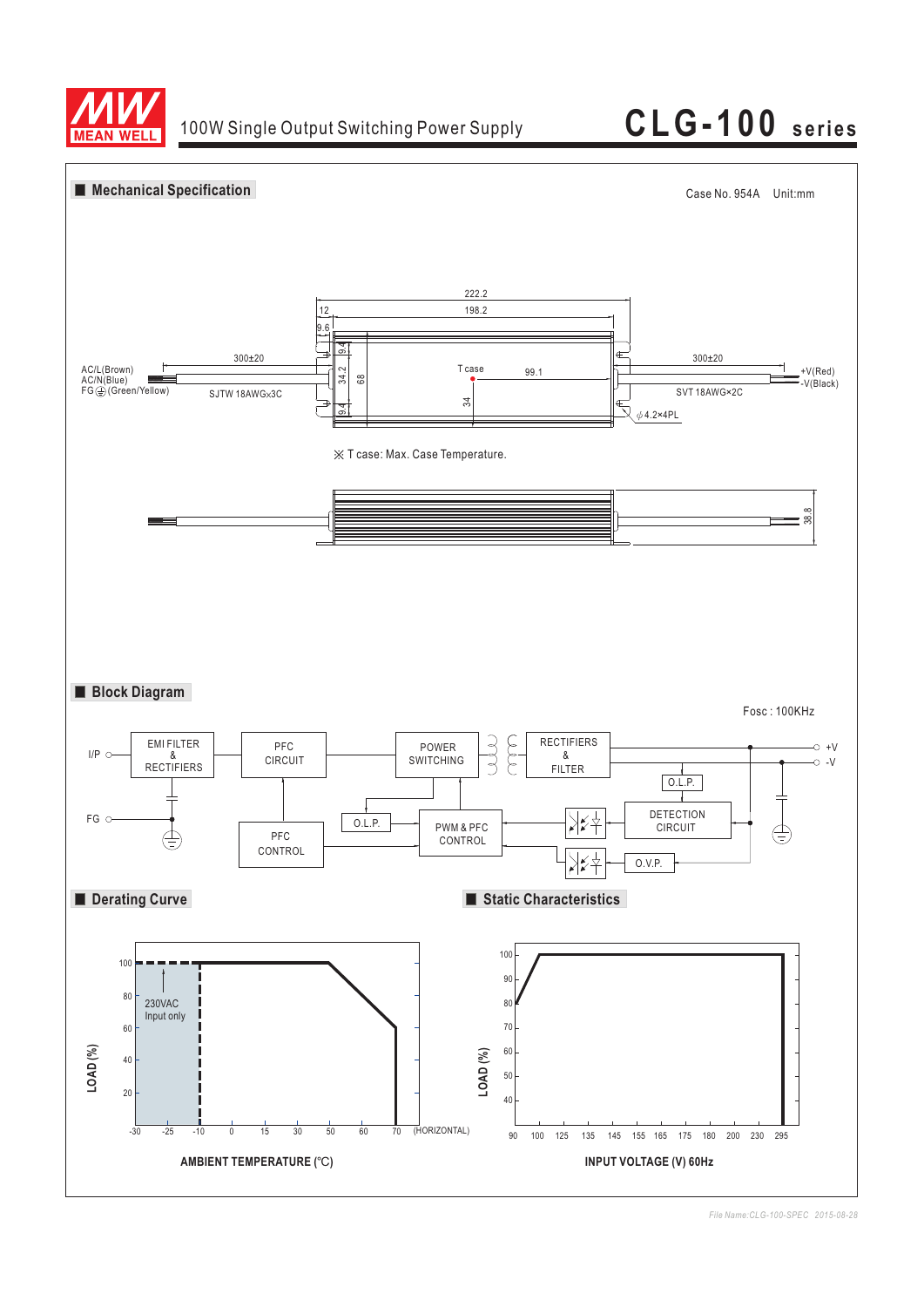## Mechanical Specification

Case No. 954A Unit:mm

222.2
12
198.2
9.6
300±20
AC/L(Brown)
AC/N(Blue)
FG⏚(Green/Yellow)
SJTW 18AWGx3C
9.4
34.2
68
9.4
34
T case
99.1
300±20
+V(Red)
-V(Black)
SVT 18AWG×2C
ϕ4.2×4PL

※ T case: Max. Case Temperature.

38.8

## Block Diagram

Fosc : 100KHz

I/P, FG, EMI FILTER & RECTIFIERS, PFC CIRCUIT, POWER SWITCHING, RECTIFIERS & FILTER, +V, -V, O.L.P., DETECTION CIRCUIT, PFC CONTROL, O.L.P., PWM & PFC CONTROL, O.V.P.

## Derating Curve

LOAD (%): 20, 40, 60, 80, 100

230VAC Input only

AMBIENT TEMPERATURE (℃): -30, -25, -10, 0, 15, 30, 50, 60, 70 (HORIZONTAL)

## Static Characteristics

LOAD (%): 40, 50, 60, 70, 80, 90, 100

INPUT VOLTAGE (V) 60Hz: 90, 100, 125, 135, 145, 155, 165, 175, 180, 200, 230, 295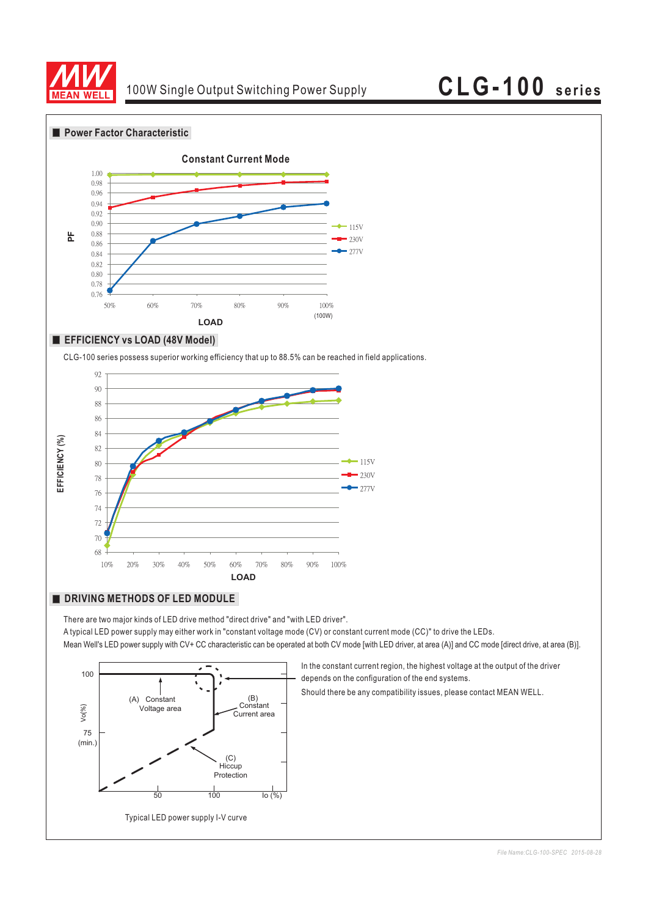## ■ Power Factor Characteristic

Constant Current Mode

PF

1.00
0.98
0.96
0.94
0.92
0.90
0.88
0.86
0.84
0.82
0.80
0.78
0.76

50% 60% 70% 80% 90% 100% (100W)

LOAD

115V
230V
277V

## ■ EFFICIENCY vs LOAD (48V Model)

CLG-100 series possess superior working efficiency that up to 88.5% can be reached in field applications.

EFFICIENCY (%)

92
90
88
86
84
82
80
78
76
74
72
70
68

10% 20% 30% 40% 50% 60% 70% 80% 90% 100%

LOAD

115V
230V
277V

## ■ DRIVING METHODS OF LED MODULE

There are two major kinds of LED drive method "direct drive" and "with LED driver".

A typical LED power supply may either work in "constant voltage mode (CV) or constant current mode (CC)" to drive the LEDs.

Mean Well's LED power supply with CV+ CC characteristic can be operated at both CV mode [with LED driver, at area (A)] and CC mode [direct drive, at area (B)].

Vo(%)
100
75 (min.)
(A) Constant Voltage area
(B) Constant Current area
(C) Hiccup Protection
50 100 Io (%)

Typical LED power supply I-V curve

In the constant current region, the highest voltage at the output of the driver depends on the configuration of the end systems.

Should there be any compatibility issues, please contact MEAN WELL.